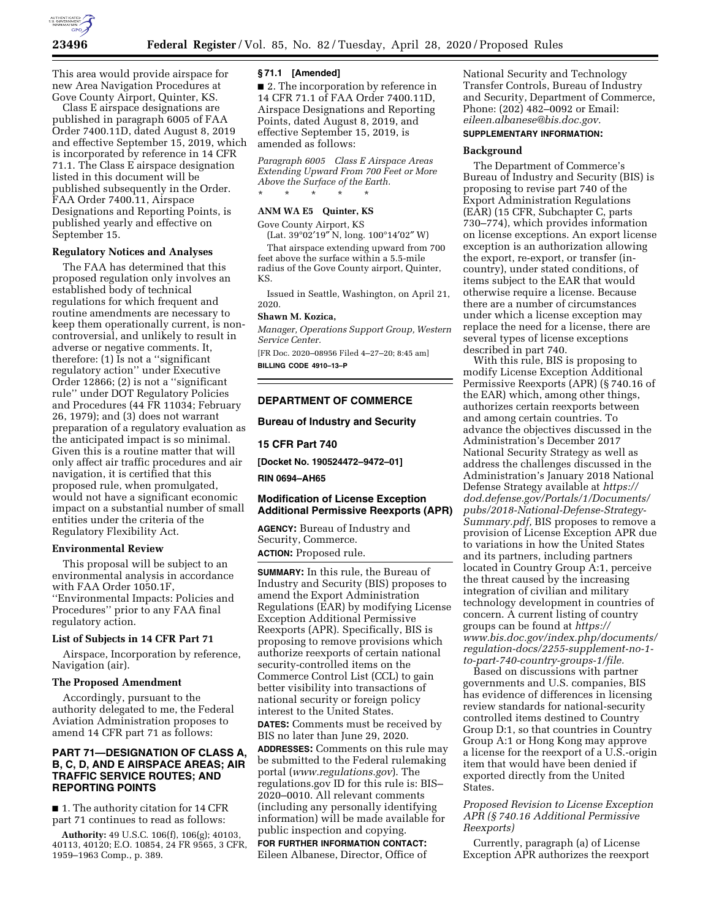This area would provide airspace for new Area Navigation Procedures at Gove County Airport, Quinter, KS.

Class E airspace designations are published in paragraph 6005 of FAA Order 7400.11D, dated August 8, 2019 and effective September 15, 2019, which is incorporated by reference in 14 CFR 71.1. The Class E airspace designation listed in this document will be published subsequently in the Order. FAA Order 7400.11, Airspace Designations and Reporting Points, is published yearly and effective on September 15.

## Regulatory Notices and Analyses

The FAA has determined that this proposed regulation only involves an established body of technical regulations for which frequent and routine amendments are necessary to keep them operationally current, is non-controversial, and unlikely to result in adverse or negative comments. It, therefore: (1) Is not a ''significant regulatory action'' under Executive Order 12866; (2) is not a ''significant rule'' under DOT Regulatory Policies and Procedures (44 FR 11034; February 26, 1979); and (3) does not warrant preparation of a regulatory evaluation as the anticipated impact is so minimal. Given this is a routine matter that will only affect air traffic procedures and air navigation, it is certified that this proposed rule, when promulgated, would not have a significant economic impact on a substantial number of small entities under the criteria of the Regulatory Flexibility Act.

## Environmental Review

This proposal will be subject to an environmental analysis in accordance with FAA Order 1050.1F, ''Environmental Impacts: Policies and Procedures'' prior to any FAA final regulatory action.

## List of Subjects in 14 CFR Part 71

Airspace, Incorporation by reference, Navigation (air).

## The Proposed Amendment

Accordingly, pursuant to the authority delegated to me, the Federal Aviation Administration proposes to amend 14 CFR part 71 as follows:

## PART 71—DESIGNATION OF CLASS A, B, C, D, AND E AIRSPACE AREAS; AIR TRAFFIC SERVICE ROUTES; AND REPORTING POINTS

■ 1. The authority citation for 14 CFR part 71 continues to read as follows:

**Authority:** 49 U.S.C. 106(f), 106(g); 40103, 40113, 40120; E.O. 10854, 24 FR 9565, 3 CFR, 1959–1963 Comp., p. 389.

### § 71.1 [Amended]

■ 2. The incorporation by reference in 14 CFR 71.1 of FAA Order 7400.11D, Airspace Designations and Reporting Points, dated August 8, 2019, and effective September 15, 2019, is amended as follows:

*Paragraph 6005 Class E Airspace Areas Extending Upward From 700 Feet or More Above the Surface of the Earth.*

\* \* \* \* \*

**ANM WA E5 Quinter, KS**

Gove County Airport, KS

(Lat. 39°02′19″ N, long. 100°14′02″ W)

That airspace extending upward from 700 feet above the surface within a 5.5-mile radius of the Gove County airport, Quinter, KS.

Issued in Seattle, Washington, on April 21, 2020.

**Shawn M. Kozica,**

*Manager, Operations Support Group, Western Service Center.*

[FR Doc. 2020–08956 Filed 4–27–20; 8:45 am]

**BILLING CODE 4910–13–P**

## DEPARTMENT OF COMMERCE

## Bureau of Industry and Security

## 15 CFR Part 740

**[Docket No. 190524472–9472–01]**

**RIN 0694–AH65**

## Modification of License Exception Additional Permissive Reexports (APR)

**AGENCY:** Bureau of Industry and Security, Commerce.

**ACTION:** Proposed rule.

**SUMMARY:** In this rule, the Bureau of Industry and Security (BIS) proposes to amend the Export Administration Regulations (EAR) by modifying License Exception Additional Permissive Reexports (APR). Specifically, BIS is proposing to remove provisions which authorize reexports of certain national security-controlled items on the Commerce Control List (CCL) to gain better visibility into transactions of national security or foreign policy interest to the United States.

**DATES:** Comments must be received by BIS no later than June 29, 2020.

**ADDRESSES:** Comments on this rule may be submitted to the Federal rulemaking portal (*www.regulations.gov*). The regulations.gov ID for this rule is: BIS–2020–0010. All relevant comments (including any personally identifying information) will be made available for public inspection and copying.

**FOR FURTHER INFORMATION CONTACT:** Eileen Albanese, Director, Office of National Security and Technology Transfer Controls, Bureau of Industry and Security, Department of Commerce, Phone: (202) 482–0092 or Email: *eileen.albanese@bis.doc.gov.*

**SUPPLEMENTARY INFORMATION:**

## Background

The Department of Commerce's Bureau of Industry and Security (BIS) is proposing to revise part 740 of the Export Administration Regulations (EAR) (15 CFR, Subchapter C, parts 730–774), which provides information on license exceptions. An export license exception is an authorization allowing the export, re-export, or transfer (in-country), under stated conditions, of items subject to the EAR that would otherwise require a license. Because there are a number of circumstances under which a license exception may replace the need for a license, there are several types of license exceptions described in part 740.

With this rule, BIS is proposing to modify License Exception Additional Permissive Reexports (APR) (§ 740.16 of the EAR) which, among other things, authorizes certain reexports between and among certain countries. To advance the objectives discussed in the Administration's December 2017 National Security Strategy as well as address the challenges discussed in the Administration's January 2018 National Defense Strategy available at *https://dod.defense.gov/Portals/1/Documents/pubs/2018-National-Defense-Strategy-Summary.pdf,* BIS proposes to remove a provision of License Exception APR due to variations in how the United States and its partners, including partners located in Country Group A:1, perceive the threat caused by the increasing integration of civilian and military technology development in countries of concern. A current listing of country groups can be found at *https://www.bis.doc.gov/index.php/documents/regulation-docs/2255-supplement-no-1-to-part-740-country-groups-1/file.*

Based on discussions with partner governments and U.S. companies, BIS has evidence of differences in licensing review standards for national-security controlled items destined to Country Group D:1, so that countries in Country Group A:1 or Hong Kong may approve a license for the reexport of a U.S.-origin item that would have been denied if exported directly from the United States.

### *Proposed Revision to License Exception APR (§ 740.16 Additional Permissive Reexports)*

Currently, paragraph (a) of License Exception APR authorizes the reexport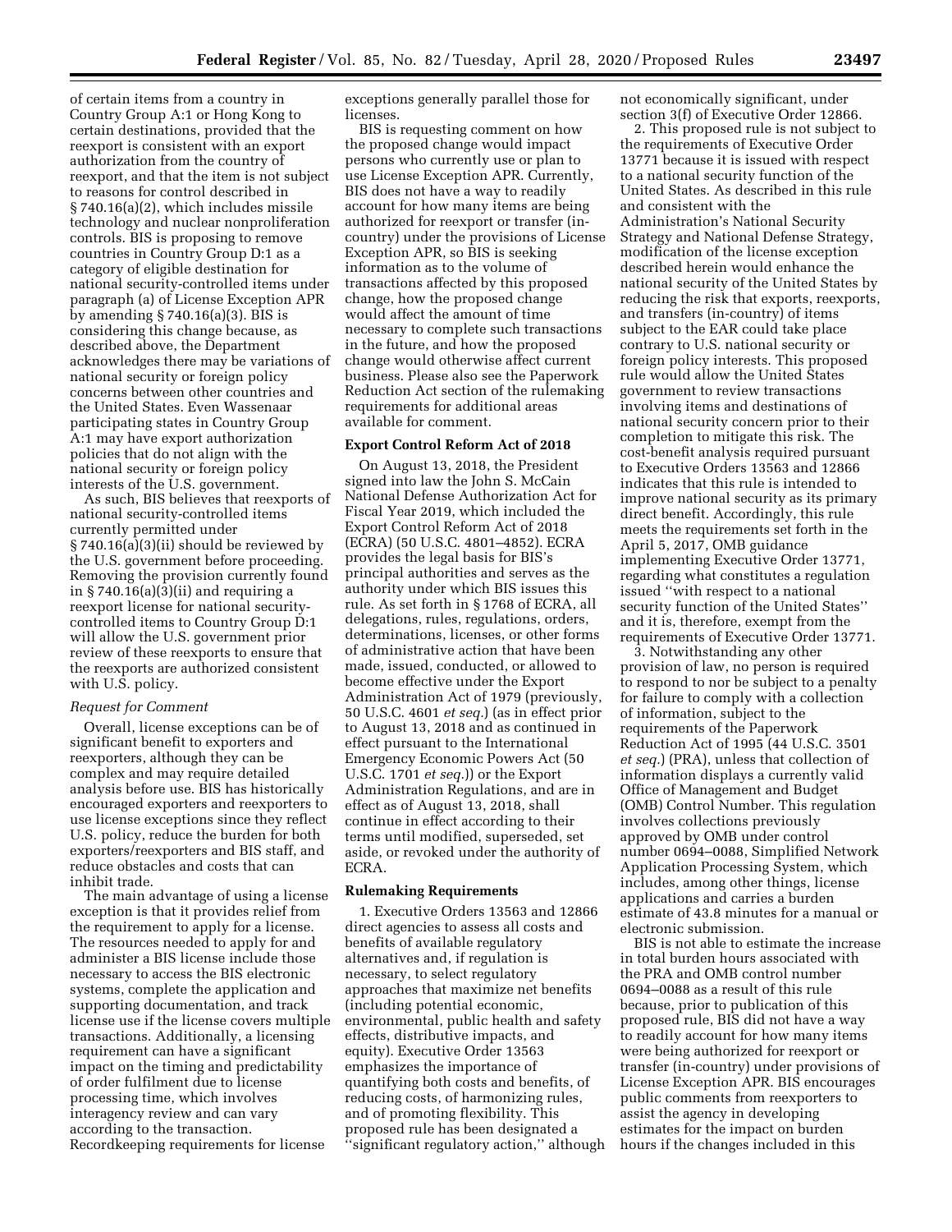of certain items from a country in Country Group A:1 or Hong Kong to certain destinations, provided that the reexport is consistent with an export authorization from the country of reexport, and that the item is not subject to reasons for control described in § 740.16(a)(2), which includes missile technology and nuclear nonproliferation controls. BIS is proposing to remove countries in Country Group D:1 as a category of eligible destination for national security-controlled items under paragraph (a) of License Exception APR by amending § 740.16(a)(3). BIS is considering this change because, as described above, the Department acknowledges there may be variations of national security or foreign policy concerns between other countries and the United States. Even Wassenaar participating states in Country Group A:1 may have export authorization policies that do not align with the national security or foreign policy interests of the U.S. government.

As such, BIS believes that reexports of national security-controlled items currently permitted under § 740.16(a)(3)(ii) should be reviewed by the U.S. government before proceeding. Removing the provision currently found in § 740.16(a)(3)(ii) and requiring a reexport license for national security-controlled items to Country Group D:1 will allow the U.S. government prior review of these reexports to ensure that the reexports are authorized consistent with U.S. policy.

*Request for Comment*

Overall, license exceptions can be of significant benefit to exporters and reexporters, although they can be complex and may require detailed analysis before use. BIS has historically encouraged exporters and reexporters to use license exceptions since they reflect U.S. policy, reduce the burden for both exporters/reexporters and BIS staff, and reduce obstacles and costs that can inhibit trade.

The main advantage of using a license exception is that it provides relief from the requirement to apply for a license. The resources needed to apply for and administer a BIS license include those necessary to access the BIS electronic systems, complete the application and supporting documentation, and track license use if the license covers multiple transactions. Additionally, a licensing requirement can have a significant impact on the timing and predictability of order fulfilment due to license processing time, which involves interagency review and can vary according to the transaction. Recordkeeping requirements for license exceptions generally parallel those for licenses.

BIS is requesting comment on how the proposed change would impact persons who currently use or plan to use License Exception APR. Currently, BIS does not have a way to readily account for how many items are being authorized for reexport or transfer (in-country) under the provisions of License Exception APR, so BIS is seeking information as to the volume of transactions affected by this proposed change, how the proposed change would affect the amount of time necessary to complete such transactions in the future, and how the proposed change would otherwise affect current business. Please also see the Paperwork Reduction Act section of the rulemaking requirements for additional areas available for comment.

## Export Control Reform Act of 2018

On August 13, 2018, the President signed into law the John S. McCain National Defense Authorization Act for Fiscal Year 2019, which included the Export Control Reform Act of 2018 (ECRA) (50 U.S.C. 4801–4852). ECRA provides the legal basis for BIS's principal authorities and serves as the authority under which BIS issues this rule. As set forth in § 1768 of ECRA, all delegations, rules, regulations, orders, determinations, licenses, or other forms of administrative action that have been made, issued, conducted, or allowed to become effective under the Export Administration Act of 1979 (previously, 50 U.S.C. 4601 *et seq.*) (as in effect prior to August 13, 2018 and as continued in effect pursuant to the International Emergency Economic Powers Act (50 U.S.C. 1701 *et seq.*)) or the Export Administration Regulations, and are in effect as of August 13, 2018, shall continue in effect according to their terms until modified, superseded, set aside, or revoked under the authority of ECRA.

## Rulemaking Requirements

1. Executive Orders 13563 and 12866 direct agencies to assess all costs and benefits of available regulatory alternatives and, if regulation is necessary, to select regulatory approaches that maximize net benefits (including potential economic, environmental, public health and safety effects, distributive impacts, and equity). Executive Order 13563 emphasizes the importance of quantifying both costs and benefits, of reducing costs, of harmonizing rules, and of promoting flexibility. This proposed rule has been designated a ''significant regulatory action,'' although not economically significant, under section 3(f) of Executive Order 12866.

2. This proposed rule is not subject to the requirements of Executive Order 13771 because it is issued with respect to a national security function of the United States. As described in this rule and consistent with the Administration's National Security Strategy and National Defense Strategy, modification of the license exception described herein would enhance the national security of the United States by reducing the risk that exports, reexports, and transfers (in-country) of items subject to the EAR could take place contrary to U.S. national security or foreign policy interests. This proposed rule would allow the United States government to review transactions involving items and destinations of national security concern prior to their completion to mitigate this risk. The cost-benefit analysis required pursuant to Executive Orders 13563 and 12866 indicates that this rule is intended to improve national security as its primary direct benefit. Accordingly, this rule meets the requirements set forth in the April 5, 2017, OMB guidance implementing Executive Order 13771, regarding what constitutes a regulation issued ''with respect to a national security function of the United States'' and it is, therefore, exempt from the requirements of Executive Order 13771.

3. Notwithstanding any other provision of law, no person is required to respond to nor be subject to a penalty for failure to comply with a collection of information, subject to the requirements of the Paperwork Reduction Act of 1995 (44 U.S.C. 3501 *et seq.*) (PRA), unless that collection of information displays a currently valid Office of Management and Budget (OMB) Control Number. This regulation involves collections previously approved by OMB under control number 0694–0088, Simplified Network Application Processing System, which includes, among other things, license applications and carries a burden estimate of 43.8 minutes for a manual or electronic submission.

BIS is not able to estimate the increase in total burden hours associated with the PRA and OMB control number 0694–0088 as a result of this rule because, prior to publication of this proposed rule, BIS did not have a way to readily account for how many items were being authorized for reexport or transfer (in-country) under provisions of License Exception APR. BIS encourages public comments from reexporters to assist the agency in developing estimates for the impact on burden hours if the changes included in this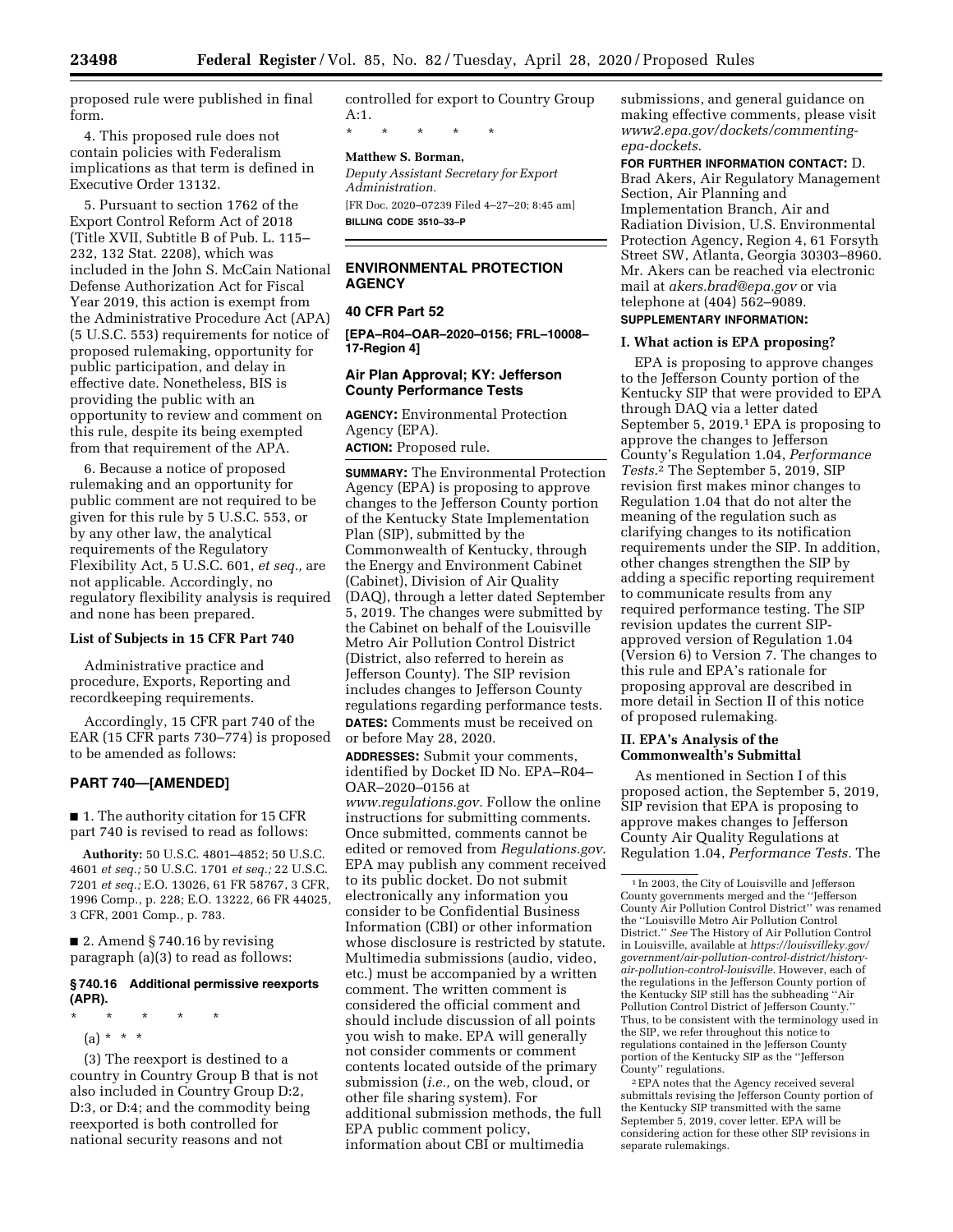proposed rule were published in final form.

4. This proposed rule does not contain policies with Federalism implications as that term is defined in Executive Order 13132.

5. Pursuant to section 1762 of the Export Control Reform Act of 2018 (Title XVII, Subtitle B of Pub. L. 115–232, 132 Stat. 2208), which was included in the John S. McCain National Defense Authorization Act for Fiscal Year 2019, this action is exempt from the Administrative Procedure Act (APA) (5 U.S.C. 553) requirements for notice of proposed rulemaking, opportunity for public participation, and delay in effective date. Nonetheless, BIS is providing the public with an opportunity to review and comment on this rule, despite its being exempted from that requirement of the APA.

6. Because a notice of proposed rulemaking and an opportunity for public comment are not required to be given for this rule by 5 U.S.C. 553, or by any other law, the analytical requirements of the Regulatory Flexibility Act, 5 U.S.C. 601, *et seq.,* are not applicable. Accordingly, no regulatory flexibility analysis is required and none has been prepared.

### List of Subjects in 15 CFR Part 740

Administrative practice and procedure, Exports, Reporting and recordkeeping requirements.

Accordingly, 15 CFR part 740 of the EAR (15 CFR parts 730–774) is proposed to be amended as follows:

## PART 740—[AMENDED]

■ 1. The authority citation for 15 CFR part 740 is revised to read as follows:

**Authority:** 50 U.S.C. 4801–4852; 50 U.S.C. 4601 *et seq.;* 50 U.S.C. 1701 *et seq.;* 22 U.S.C. 7201 *et seq.;* E.O. 13026, 61 FR 58767, 3 CFR, 1996 Comp., p. 228; E.O. 13222, 66 FR 44025, 3 CFR, 2001 Comp., p. 783.

■ 2. Amend § 740.16 by revising paragraph (a)(3) to read as follows:

### § 740.16 Additional permissive reexports (APR).

\* \* \* \* \*

(a) \* \* \*

(3) The reexport is destined to a country in Country Group B that is not also included in Country Group D:2, D:3, or D:4; and the commodity being reexported is both controlled for national security reasons and not controlled for export to Country Group A:1.

\* \* \* \* \*

**Matthew S. Borman,**

*Deputy Assistant Secretary for Export Administration.*

[FR Doc. 2020–07239 Filed 4–27–20; 8:45 am]

**BILLING CODE 3510–33–P**

---

## ENVIRONMENTAL PROTECTION AGENCY

### 40 CFR Part 52

**[EPA–R04–OAR–2020–0156; FRL–10008–17-Region 4]**

## Air Plan Approval; KY: Jefferson County Performance Tests

**AGENCY:** Environmental Protection Agency (EPA).

**ACTION:** Proposed rule.

**SUMMARY:** The Environmental Protection Agency (EPA) is proposing to approve changes to the Jefferson County portion of the Kentucky State Implementation Plan (SIP), submitted by the Commonwealth of Kentucky, through the Energy and Environment Cabinet (Cabinet), Division of Air Quality (DAQ), through a letter dated September 5, 2019. The changes were submitted by the Cabinet on behalf of the Louisville Metro Air Pollution Control District (District, also referred to herein as Jefferson County). The SIP revision includes changes to Jefferson County regulations regarding performance tests.

**DATES:** Comments must be received on or before May 28, 2020.

**ADDRESSES:** Submit your comments, identified by Docket ID No. EPA–R04–OAR–2020–0156 at *www.regulations.gov.* Follow the online instructions for submitting comments. Once submitted, comments cannot be edited or removed from *Regulations.gov.* EPA may publish any comment received to its public docket. Do not submit electronically any information you consider to be Confidential Business Information (CBI) or other information whose disclosure is restricted by statute. Multimedia submissions (audio, video, etc.) must be accompanied by a written comment. The written comment is considered the official comment and should include discussion of all points you wish to make. EPA will generally not consider comments or comment contents located outside of the primary submission (*i.e.,* on the web, cloud, or other file sharing system). For additional submission methods, the full EPA public comment policy, information about CBI or multimedia submissions, and general guidance on making effective comments, please visit *www2.epa.gov/dockets/commenting-epa-dockets.*

**FOR FURTHER INFORMATION CONTACT:** D. Brad Akers, Air Regulatory Management Section, Air Planning and Implementation Branch, Air and Radiation Division, U.S. Environmental Protection Agency, Region 4, 61 Forsyth Street SW, Atlanta, Georgia 30303–8960. Mr. Akers can be reached via electronic mail at *akers.brad@epa.gov* or via telephone at (404) 562–9089.

**SUPPLEMENTARY INFORMATION:**

### I. What action is EPA proposing?

EPA is proposing to approve changes to the Jefferson County portion of the Kentucky SIP that were provided to EPA through DAQ via a letter dated September 5, 2019.[1] EPA is proposing to approve the changes to Jefferson County's Regulation 1.04, *Performance Tests.*[2] The September 5, 2019, SIP revision first makes minor changes to Regulation 1.04 that do not alter the meaning of the regulation such as clarifying changes to its notification requirements under the SIP. In addition, other changes strengthen the SIP by adding a specific reporting requirement to communicate results from any required performance testing. The SIP revision updates the current SIP-approved version of Regulation 1.04 (Version 6) to Version 7. The changes to this rule and EPA's rationale for proposing approval are described in more detail in Section II of this notice of proposed rulemaking.

### II. EPA's Analysis of the Commonwealth's Submittal

As mentioned in Section I of this proposed action, the September 5, 2019, SIP revision that EPA is proposing to approve makes changes to Jefferson County Air Quality Regulations at Regulation 1.04, *Performance Tests.* The

---

[1] In 2003, the City of Louisville and Jefferson County governments merged and the "Jefferson County Air Pollution Control District" was renamed the "Louisville Metro Air Pollution Control District." *See* The History of Air Pollution Control in Louisville, available at *https://louisvilleky.gov/government/air-pollution-control-district/history-air-pollution-control-louisville.* However, each of the regulations in the Jefferson County portion of the Kentucky SIP still has the subheading "Air Pollution Control District of Jefferson County." Thus, to be consistent with the terminology used in the SIP, we refer throughout this notice to regulations contained in the Jefferson County portion of the Kentucky SIP as the "Jefferson County" regulations.

[2] EPA notes that the Agency received several submittals revising the Jefferson County portion of the Kentucky SIP transmitted with the same September 5, 2019, cover letter. EPA will be considering action for these other SIP revisions in separate rulemakings.